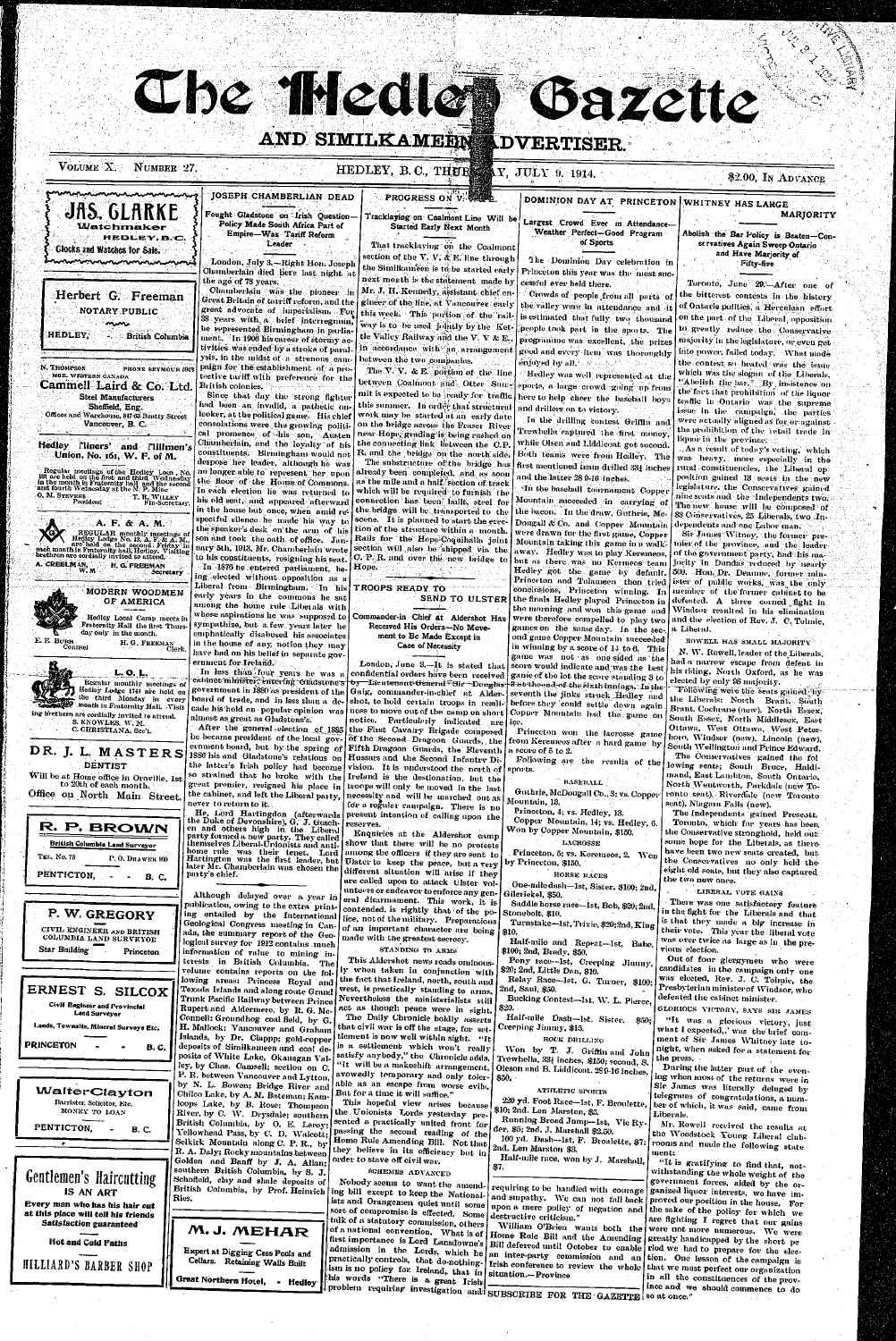# The Hedley Gazette

## AND SIMILKAMEEN ADVERTISER.

VOLUME X. NUMBER 27. HEDLEY, B.C., THURSDAY, JULY 9, 1914. $2.00, IN ADVANCE

---

**JAS. CLARKE**
Watchmaker
HEDLEY, B.C.
Clocks and Watches for Sale.

---

**Herbert G. Freeman**
NOTARY PUBLIC
HEDLEY, - British Columbia

---

N. THOMPSON PHONE SEYMOUR 5913
MGR. WESTERN CANADA
**Cammell Laird & Co. Ltd.**
Steel Manufacturers
Sheffield, Eng.
Offices and Warehouse, 847-63 Beatty Street
Vancouver, B. C.

---

**Hedley Miners' and Millmen's Union, No. 161, W. F. of M.**

Regular meetings of the Hedley Local, No. 161 are held on the first and third Wednesday in the month in Fraternity hall and the second and fourth Wednesday at the N. P. Mine
O. M. STEVENS, President. T. R. WILLEY, Fin-Secretary.

---

**A. F. & A. M.**

REGULAR monthly meetings of Hedley Lodge No. 43, A. F. & A. M., are held on the second Friday in each month in Fraternity hall, Hedley. Visiting brethren are cordially invited to attend.
A. CREELMAN, W. M. H. G. FREEMAN, Secretary

---

**MODERN WOODMEN OF AMERICA**

Hedley Local Camp meets in Fraternity Hall the first Thursday only in the month.
E. E. BURR, Consul. H. G. FREEMAN, Clerk.

---

**L. O. L.**

Regular monthly meetings of Hedley Lodge 1744 are held on the third Monday in every month in Fraternity Hall. Visiting brethren are cordially invited to attend.
S. KNOWLES, W. M.
C. CHRISTIANA, Sec't.

---

**DR. J. L. MASTERS**
DENTIST
Will be at Home office in Oroville, 1st to 20th of each month.
Office on North Main Street.

---

**R. P. BROWN**
British Columbia Land Surveyor
TEL. No. 78 P. O. DRAWER 160
PENTICTON, - - B. C.

---

**P. W. GREGORY**
CIVIL ENGINEER AND BRITISH COLUMBIA LAND SURVEYOR
Star Building Princeton

---

**ERNEST S. SILCOX**
Civil Engineer and Provincial Land Surveyor
Lands, Townsite, Mineral Surveys Etc.
PRINCETON - - B. C.

---

**WalterClayton**
Barrister, Solicitor, Etc.
MONEY TO LOAN
PENTICTON, - B. C.

---

**Gentlemen's Haircutting IS AN ART**
Every man who has his hair cut at this place will tell his friends
Satisfaction guaranteed
Hot and Cold Baths
HILLIARD'S BARBER SHOP

---

## JOSEPH CHAMBERLIAN DEAD

### Fought Gladstone on Irish Question—Policy Made South Africa Part of Empire—Was Tariff Reform Leader

London, July 3.—Right Hon. Joseph Chamberlain died here last night at the age of 78 years.

Chamberlain was the pioneer in Great Britain of tariff reform, and the great advocate of imperialism. For 38 years with a brief interregnum he represented Birmingham in parliament. In 1906 his career of stormy activities was ended by a stroke of paralysis, in the midst of a strenuous campaign for the establishment of a protective tariff with preference for the British colonies.

Since that day the strong fighter had been an invalid, a pathetic onlooker, at the political game. His chief consolations were the growing political promence of his son, Austen Chamberlain, and the loyalty of his constituents. Birmingham would not depose her leader, although he was no longer able to represent her upon the floor of the House of Commons. In each election he was returned to his old seat, and appeared afterward in the house but once, when amid respectful silence he made his way to the speaker's desk on the arm of his son and took the oath of office. January 5th, 1913, Mr. Chamberlain wrote to his constituents, resigning his seat.

In 1876 he entered parliament, being elected without opposition as a Liberal from Birmingham. In his early years in the commons he sat among the home rule Liberals with whose aspirations he was supposed to sympathize, but a few years later he emphatically disabused his associates in the house of any notion they may have had on his belief in separate government for Ireland.

In less than four years he was a cabinet minister, entering Gladstone's government in 1880 as president of the board of trade, and in less than a decade his hold on popular opinion was almost as great as Gladstone's.

After the general election of 1885 he became president of the local government board, but by the spring of 1886 his and Gladstone's relations on the latter's Irish policy had become so strained that he broke with the great premier, resigned his place in the cabinet, and left the Liberal party, never to return to it.

He, Lord Hartington (afterwards the Duke of Devonshire), G. J. Goschen and others high in the Liberal party formed a new party. They called themselves Liberal-Unionists and anti-home rule was their tenet. Lord Hartington was the first leader, but later Mr. Chamberlain was chosen the party's chief.

---

Although delayed over a year in publication, owing to the extra printing entailed by the International Geological Congress meeting in Canada, the summary report of the Geological survey for 1912 contains much information of value to mining interests in British Columbia. The volume contains reports on the following areas: Princess Royal and Texada Islands and along route Grand Trunk Pacific Railway between Prince Rupert and Aldermere, by R. G. McConnell; Groundhog coal field, by G. H. Malloch; Vancouver and Graham Islands, by Dr. Clapp; gold-copper deposits of Similkameen and cost deposits of White Lake, Okanagan Valley, by Chas. Camsell; section on C. P. R. between Vancouver and Lytton, by N. L. Bowen; Bridge River and Chilco Lake, by A. M. Bateman; Kamloops Lake, by B. Rose; Thompson River, by C. W. Drysdale; southern British Columbia, by O. E. Leroy; Yellowhead Pass, by C. D. Walcott; Selkirk Mountain along C. P. R., by R. A. Daly; Rocky mountains between Golden and Banff by J. A. Allan; southern British Columbia, by S. J. Schofield, clay and shale deposits of British Columbia, by Prof. Heinrich Ries.

---

**M. J. MEHAR**
Expert at Digging Cess Pools and Cellars. Retaining Walls Built
Great Northern Hotel, - Hedley

---

## PROGRESS ON V. V. & E.

### Tracklaying on Coalmont Line Will be Started Early Next Month

That tracklaying on the Coalmont section of the V. V. & E. line through the Similkameen is to be started early next month is the statement made by Mr. J. H. Kennedy, assistant chief engineer of the line, at Vancouver early this week. This portion of the railway is to be used jointly by the Kettle Valley Railway and the V. V. & E., in accordance with an arrangement between the two companies.

The V. V. & E. portion of the line between Coalmont and Otter Summit is expected to be ready for traffic this summer. In order that structural work may be started at an early date on the bridge across the Fraser River near Hope, grading is being rushed on the connecting link between the C. P. R. and the bridge on the north side.

The substructure of the bridge has already been completed, and as soon as the mile and a half section of track which will be required to furnish the connection has been built, steel for the bridge will be transported to the scene. It is planned to start the erection of the structure within a month. Rails for the Hope-Coquihalla joint section will also be shipped via the C. P. R. and over the new bridge to Hope.

---

## TROOPS READY TO SEND TO ULSTER

### Commander-in Chief at Aldershot Has Received His Orders—No Movement to Be Made Except in Case of Necessity

London, June 3.—It is stated that confidential orders have been received by Lieutenant-General Sir Douglas Gaig, commander-in-chief at Aldershot, to hold certain troops in readiness to move out of the camp on short notice. Particularly indicated are the First Cavalry Brigade composed of the Second Dragoon Guards, the Fifth Dragoon Guards, the Eleventh Hussars and the Second Infantry Division. It is understood the north of Ireland is the destination, but the troops will only be moved in the last necessity and will be marched out as for a regular campaign. There is no present intention of calling upon the reserves.

Enquiries at the Aldershot camp show that there will be no protests among the officers if they are sent to Ulster to keep the peace, but a very different situation will arise if they are called upon to attack Ulster volunteers or endeavor to enforce any general disarmament. This work, it is contended, is rightly that of the police, not of the military. Preparations of an important character are being made with the greatest secrecy.

#### STANDING TO ARMS

This Aldershot news reads ominously when taken in conjunction with the fact that Ireland, north, south and west, is practically standing to arms. Nevertheless the ministerialists still act as though peace were in sight. The Daily Chronicle boldly asserts that civil war is off the stage, for settlement is now well within sight. "It is a settlement which won't really satisfy anybody," the Chronicle adds. "It will be a makeshift arrangement, avowedly temporary and only tolerable as an escape from worse evils. But for a time it will suffice."

This hopeful view arises because the Unionist Lords yesterday presented a practically united front for passing the second reading of the Home Rule Amending Bill. Not that they believe in its efficiency but in order to stave off civil war.

#### SCHEMES ADVANCED

Nobody seems to want the amending bill except to keep the Nationalists and Orangemen quiet until some sort of compromise is effected. Some talk of a statutory commission, others of a national convention. What is of first importance is Lord Lansdowne's admission in the Lords, which he practically controls, that do-nothingism is no policy for Ireland, that in his words "There is a great Irish problem requiring investigation and requiring to be handled with courage and sympathy. We can not fall back upon a mere policy of negation and destructive criticism."

William O'Brien wants both the Home Rule Bill and the Amending Bill deferred until October to enable an inter-party commission and an Irish conference to review the whole situation.—Province

---

## DOMINION DAY AT PRINCETON

### Largest Crowd Ever in Attendance—Weather Perfect—Good Program of Sports

The Dominion Day celebration in Princeton this year was the most successful ever held there.

Crowds of people from all parts of the valley were in attendance and it is estimated that fully two thousand people took part in the sports. The programme was excellent, the prizes good and every item was thoroughly enjoyed by all.

Hedley was well represented at the sports, a large crowd going up from here to help cheer the baseball boys and drillers on to victory.

In the drilling contest Griffin and Trewhella captured the first money, while Olsen and Liddicoat got second. Both teams were from Hedley. The first mentioned team drilled 33¾ inches and the latter 28 9-16 inches.

In the baseball tournament Copper Mountain succeeded in carrying of the bacon. In the draw, Guthrie, McDougall & Co. and Copper Mountain were drawn for the first game, Copper Mountain taking this game in a walk-away. Hedley was to play Keremeos, but as there was no Keremeos team Hedley got the game by default. Princeton and Tulameen then tried conclusions, Princeton winning. In the finals Hedley played Princeton in the morning and won this game and were therefore compelled to play two games on the same day. In the second game Copper Mountain succeeded in winning by a score of 14 to 6. This game was not as one sided as the score would indicate and was the best game of the lot the score standing 3 to 3 at the end of the sixth innings. In the seventh the jinks struck Hedley and before they could settle down again Copper Mountain had the game on ice.

Princeton won the lacrosse game from Keremeos after a hard game by a score of 5 to 2.

Following are the results of the sports.

#### BASEBALL

Guthrie, McDougall Co., 3; vs. Copper Mountain, 13.

Princeton, 4; vs. Hedley, 13.

Copper Mountain, 14; vs. Hedley, 6. Won by Copper Mountain, $150.

#### LACROSSE

Princeton, 5; vs. Keremeos, 2. Won by Princeton, $150.

#### HORSE RACES

One-mile dash—1st, Sister, $100; 2nd, Gilerioki, $50.

Saddle horse race—1st, Bob, $20; 2nd, Stonebolt, $10.

Turnstake—1st, Trixie, $20; 2nd, King $10.

Half-mile and Repeat—1st, Babe, $100; 2nd, Brady, $50.

Pony race—1st, Creeping Jimmy, $20; 2nd, Little Dan, $10.

Relay Race—1st, G. Turner, $100; 2nd, Saul, $50.

Bucking Contest—1st, W. L. Pierce, $20.

Half-mile Dash—1st, Sister, $50; Creeping Jimmy, $15.

#### ROCK DRILLING

Won by T. J. Griffin and John Trewhella, 33¾ inches, $150; second, S. Oleson and B. Liddicoat, 28 9-16 inches, $50.

#### ATHLETIC SPORTS

220 yd. Foot Race—1st, F. Broulette, $10; 2nd, Len Marston, $5.

Running Broad Jump—1st, Vic Byder, $5; 2nd, J. Marshall $2.50.

100 yd. Dash—1st, F. Broulette, $7; 2nd, Len Marston $3.

Half-mile race, won by J. Marshall, $7.

**SUBSCRIBE FOR THE GAZETTE**

---

## WHITNEY HAS LARGE MAJORITY

### Abolish the Bar Policy is Beaten—Conservatives Again Sweep Ontario and Have Majority of Fifty-five

Toronto, June 29.—After one of the bitterest contests in the history of Ontario politics, a Herculean effort on the part of the Liberal opposition to greatly reduce the Conservative majority in the legislature, or even get into power, failed today. What made the contest so heated was the issue, which was the slogan of the Liberals, "Abolish the bar." By insistence on the fact that prohibition of the liquor traffic in Ontario was the supreme issue in the campaign, the parties were actually aligned as for or against the prohibition of the retail trade in liquor in the province.

As a result of today's voting, which was heavy, more especially in the rural constituencies, the Liberal opposition gained 13 seats in the new legislature, the Conservatives gained nine seats and the Independents two. The new house will be composed of 83 Conservatives, 25 Liberals, two Independents and one Labor man.

Sir James Witney, the former premier of the province, and the leader of the government party, had his majority in Dundas reduced by nearly 200. Hon. Dr. Deaume, former minister of public works, was the only member of the former cabinet to be defeated. A three cornered fight in Windsor resulted in his elimination and the election of Rev. J. C. Tolmie, a Liberal.

#### ROWELL HAS SMALL MAJORITY

N. W. Rowell, leader of the Liberals, had a narrow escape from defeat in his riding, North Oxford, as he was elected by only 98 majority.

Following were the seats gained by the Liberals: North Brant, South Brant, Cochrane (new), North Essex, South Essex, North Middlesex, East Ottawa, West Ottawa, West Peterboro, Windsor (new), Lincoln (new), South Wellington and Prince Edward.

The Conservatives gained the following seats; South Bruce, Haldimand, East Lambton, South Ontario, North Wentworth, Parkdale (new Toronto seat), Riverdale (new Toronto seat), Niagara Falls (new).

The Independents gained Prescott.

Toronto, which for years has been the Conservative stronghold, held out some hope for the Liberals, as there have been two new seats created, but the Conservatives no only held the eight old seats, but they also captured the two new ones.

#### LIBERAL VOTE GAINS

There was one satisfactory feature in the fight for the Liberals and that is that they made a big increase in their vote. This year the liberal vote was over twice as large as in the previous election.

Out of four clergymen who were candidates in the campaign only one was elected, Rev. J. C. Tolmie, the Presbyterian minister of Windsor, who defeated the cabinet minister.

#### GLORIOUS VICTORY, SAYS SIR JAMES

"It was a glorious victory, just what I expected," was the brief comment of Sir James Whitney late tonight, when asked for a statement for the press.

During the latter part of the evening when most of the returns were in Sir James was literally deluged by telegrams of congratulations, a number of which, it was said, came from Liberals.

Mr. Rowell received the results at the Woodstock Young Liberal club-rooms and made the following statement:

"It is gratifying to find that, notwithstanding the whole weight of the government forces, aided by the organized liquor interests, we have improved our position in the house. For the sake of the policy for which we are fighting I regret that our gains were not more numerous. We were greatly handicapped by the short period we had to prepare for the election. One lesson of the campaign is that we must perfect our organization in all the constituencies of the province and we should commence to do so at once."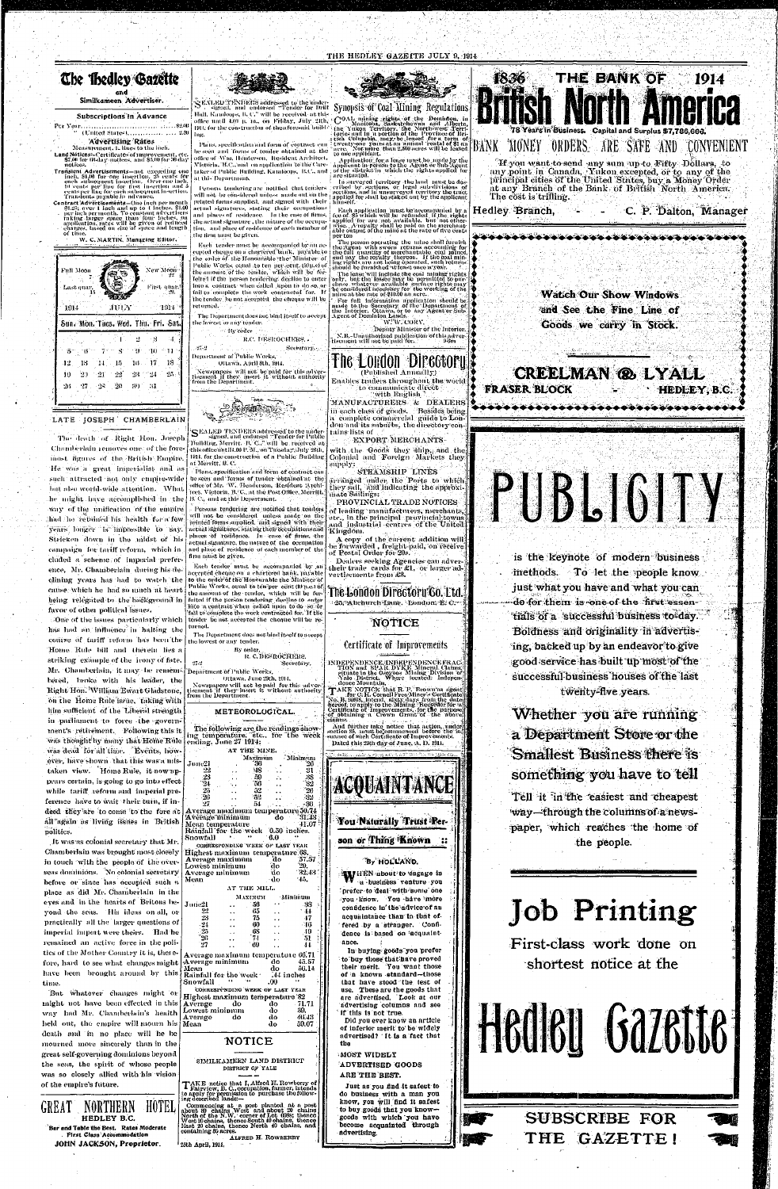# The Hedley Gazette

and

Similkameen Advertiser.

## Subscriptions in Advance

Per Year.......................................$2.00
" (United States)........................ 2.50

## Advertising Rates

Measurement, 1. lines to the inch.

Land Notices—Certificates of improvement, etc. $7.00 for 60-day notices, and $5.00 for 30-day notices.

Transient Advertisements—not exceeding one inch, $1.00 for one insertion, 25 cents for each subsequent insertion. Over one inch, 10 cents per line for first insertion and 5 cents per line for each subsequent insertion. Transients payable in advance.

Contract Advertisements—One inch per month $1.25; over 1 inch and up to 4 inches, $1.00 per inch per month. To constant advertisers taking larger space than four inches, on application, rates will be given of reduced charges, based on size of space and length of time.

W. C. MARTIN, Managing Editor.

Full Moon 8. New Moon 22. Last quar. 15. First quar. 29.

| 1914 | | | JULY | | | 1914 |
|---|---|---|---|---|---|---|
| Sun. | Mon. | Tues. | Wed. | Thu. | Fri. | Sat. |
| | | | 1 | 2 | 3 | 4 |
| 5 | 6 | 7 | 8 | 9 | 10 | 11 |
| 12 | 13 | 14 | 15 | 16 | 17 | 18 |
| 19 | 20 | 21 | 22 | 23 | 24 | 25 |
| 26 | 27 | 28 | 29 | 30 | 31 | |

## LATE JOSEPH CHAMBERLAIN

The death of Right Hon. Joseph Chamberlain removes one of the foremost figures of the British Empire. He was a great imperialist and as such attracted not only empire-wide but also world-wide attention. What he might have accomplished in the way of the unification of the empire had he retained his health for a few years longer is impossible to say. Stricken down in the midst of his campaign for tariff reform, which included a scheme of imperial preference, Mr. Chamberlain during his declining years has had to watch the cause which he had so much at heart being relegated to the background in favor of other political issues.

One of the issues particularly which has had an influence in halting the course of tariff reform has been the Home Rule bill and therein lies a striking example of the irony of fate. Mr. Chamberlain, it may be remembered, broke with his leader, the Right Hon. William Ewart Gladstone, on the Home Rule issue, taking with him sufficient of the Liberal strength in parliament to force the government's retirement. Following this it was thought by many that Home Rule was dead for all time. Events, however, have shown that this was a mistaken view. Home Rule, it now appears certain, is going to go into effect while tariff reform and imperial preference have to wait their turn, if indeed they are to come to the fore at all again as living issues in British politics.

It was as colonial secretary that Mr. Chamberlain was brought most closely in touch with the people of the overseas dominions. No colonial secretary before or since has occupied such a place as did Mr. Chamberlain in the eyes and in the hearts of Britons beyond the seas. His ideas on all, or practically all the larger questions of imperial import were theirs. Had he remained an active force in the politics of the Mother Country it is, therefore, hard to see what changes might have been brought around by this time.

But whatever changes might or might not have been effected in this way had Mr. Chamberlain's health held out, the empire will mourn his death and in no place will he be mourned more sincerely than in the great self-governing dominions beyond the seas, the spirit of whose people was so closely allied with his vision of the empire's future.

## GREAT NORTHERN HOTEL

HEDLEY B.C.

Bar and Table the Best. Rates Moderate
First Class Accommodation

JOHN JACKSON, Proprietor.

---

SEALED TENDERS addressed to the undersigned, and endorsed "Tender for Drill Hall, Kamloops, B. C." will be received at this office until 4.00 p. m., on Friday, July 24th, 1914, for the construction of the aforesaid building.

Plans, specification and form of contract can be seen and forms of tender obtained at the office of Wm. Henderson, Resident Architect, Victoria, B.C., and on application to the Caretaker of Public Building, Kamloops, B.C., and at this Department.

Persons tendering are notified that tenders will not be considered unless made out on the printed forms supplied, and signed with their actual signatures, stating their occupations and places of residence. In the case of firms, the actual signature, the nature of the occupation, and place of residence of each member of the firm must be given.

Each tender must be accompanied by an accepted cheque on a chartered bank, payable to the order of the Honourable the Minister of Public Works, equal to ten per cent. (10 p.c.) of the amount of the tender, which will be forfeited if the person tendering decline to enter into a contract when called upon to do so, or fail to complete the work contracted for. If the tender be not accepted the cheque will be returned.

The Department does not bind itself to accept the lowest or any tender.

By order,
R.C. DESROCHERS,
Secretary.

27-2

Department of Public Works,
Ottawa, April 8th, 1914.

Newspapers will not be paid for this advertisement if they insert it without authority from the Department.

---

SEALED TENDERS addressed to the undersigned, and endorsed "Tender for Public Building, Merritt, B. C." will be received at this office until 4.00 P. M., on Tuesday, July 28th, 1914, for the construction of a Public Building at Merritt, B. C.

Plans, specification and form of contract can be seen and forms of tender obtained at the office of Mr. Wm. Henderson, Resident Architect, Victoria, B. C., at the Post Office, Merritt, B. C., and at this Department.

Persons tendering are notified that tenders will not be considered unless made on the printed forms supplied, and signed with their actual signatures, stating their occupations and places of residence. In case of firms, the actual signature, the nature of the occupation and place of residence of each member of the firm must be given.

Each tender must be accompanied by an accepted cheque on a chartered bank, payable to the order of the Honourable the Minister of Public Works, equal to ten per cent (10 p.c.) of the amount of the tender, which will be forfeited if the person tendering decline to enter into a contract when called upon to do so or fail to complete the work contracted for. If the tender be not accepted the cheque will be returned.

The Department does not bind itself to accept the lowest or any tender.

By order,
R. C. DESROCHERS,
Secretary.

27-2

Department of Public Works,
Ottawa, June 29th, 1914.

Newspapers will not be paid for this advertisement if they insert it without authority from the Department.

## METEOROLOGICAL.

The following are the readings showing temperature, etc., for the week ending, June 27 1914:

AT THE MINE.

| | Maximum | Minimum |
|---|---|---|
| June 21 | 50 | 30 |
| 22 | 48 | 31 |
| 23 | 50 | 33 |
| 24 | 50 | 32 |
| 25 | 52 | 30 |
| 26 | 53 | 32 |
| 27 | 54 | 30 |

Average maximum temperature 50.71
Average minimum do 31.43
Mean temperature 41.07
Rainfall for the week 0.50 inches.
Snowfall " " 6.0 "

CORRESPONDING WEEK OF LAST YEAR

Highest maximum temperature 68.
Average maximum do 57.57
Lowest minimum do 29.
Average minimum do 32.43
Mean do 45.

AT THE MILL.

| | Maximum | Minimum |
|---|---|---|
| June 21 | 58 | 35 |
| 22 | 65 | 44 |
| 23 | 75 | 47 |
| 24 | 60 | 46 |
| 25 | 68 | 49 |
| 26 | 71 | 51 |
| 27 | 69 | 44 |

Average maximum temperature 66.71
Average minimum do 45.57
Mean do 56.14
Rainfall for the week .44 inches
Snowfall " " .00

CORRESPONDING WEEK OF LAST YEAR

Highest maximum temperature 82
Average do do 71.71
Lowest minimum do 39.
Average do do 46.43
Mean do 59.07

## NOTICE

SIMILKAMEEN LAND DISTRICT
DISTRICT OF YALE

TAKE notice that I, Alfred H. Rowberry of Fairview, B. C., occupation, farmer, intends to apply for permission to purchase the following described lands:—

Commencing at a post planted at a post about 40 chains West and about 20 chains North of the N.W. corner of Lot 4082; thence West 20 chains, thence South 40 chains, thence East 20 chains, thence North 40 chains, and containing 80 acres.

ALFRED H. ROWBERRY

28th April, 1914.

---

## Synopsis of Coal Mining Regulations

COAL mining rights of the Dominion, in Manitoba, Saskatchewan and Alberta, the Yukon Territory, the Northwest Territories and in a portion of the Province of British Columbia, may be leased for a term of twenty-one years at an annual rental of $1 an acre. Not more than 2,560 acres will be leased to one applicant.

Application for a lease must be made by the applicant in person to the Agent or Sub-Agent of the district in which the rights applied for are situated.

In surveyed territory the land must be described by sections, or legal sub-divisions of sections, and in unsurveyed territory the tract applied for shall be staked out by the applicant himself.

Each application must be accompanied by a fee of $5 which will be refunded if the rights applied for are not available, but not otherwise. A royalty shall be paid on the merchantable output of the mine at the rate of five cents per ton.

The person operating the mine shall furnish the Agent with sworn returns accounting for the full quantity of merchantable coal mined and pay the royalty thereon. If the coal mining rights are not being operated, such returns should be furnished at least once a year.

The lease will include the coal mining rights only, but the lessee may be permitted to purchase whatever available surface rights may be considered necessary for the working of the mine at the rate of $10.00 an acre.

For full information application should be made to the Secretary of the Department of the Interior, Ottawa, or to any Agent or Sub-Agent of Dominion Lands.

W. W. CORY,
Deputy Minister of the Interior.

N.B.—Unauthorized publication of this advertisement will not be paid for. 58m

## The London Directory

(Published Annually)

Enables traders throughout the world to communicate direct with English

MANUFACTURERS & DEALERS

in each class of goods. Besides being a complete commercial guide to London and its suburbs, the directory contains lists of

EXPORT MERCHANTS

with the Goods they ship, and the Colonial and Foreign Markets they supply;

STEAMSHIP LINES

arranged under the Ports to which they sail, and indicating the approximate Sailings;

PROVINCIAL TRADE NOTICES

of leading manufacturers, merchants, etc., in the principal provincial towns and industrial centres of the United Kingdom.

A copy of the current addition will be forwarded, freight paid, on receipt of Postal Order for 20s.

Dealers seeking Agencies can advertise their trade cards for £1, or larger advertisements from £3.

The London Directory Co. Ltd.

25, Abchurch Lane. London. E. C.

## NOTICE

### Certificate of Improvements

INDEPENDENCE, INDEPENDENCE FRACTION and SPAR DYKE Mineral Claims, situate in the Osoyoos Mining Division of Yale District. Where located: Independence Mountain.

TAKE NOTICE that R. P. Brown as agent for C. E. Cornell Free Miner's Certificate No. B. 59838, intend, sixty days from the date hereof, to apply to the Mining Recorder for a Certificate of Improvements, for the purpose of obtaining a Crown Grant of the above claims.

And further take notice that action, under section 85, must be commenced before the issuance of such Certificate of Improvements.

Dated this 26th day of June, A. D. 1914.

## ACQUAINTANCE

### You Naturally Trust Person or Thing Known

By HOLLAND.

WHEN about to engage in a business venture you prefer to deal with some one you know. You have more confidence in the advice of an acquaintance than in that offered by a stranger. Confidence is based on acquaintance.

In buying goods you prefer to buy those that have proved their merit. You want those of a known standard—those that have stood the test of use. These are the goods that are advertised. Look at our advertising columns and see if this is not true.

Did you ever know an article of inferior merit to be widely advertised? It is a fact that the

MOST WIDELY ADVERTISED GOODS ARE THE BEST.

Just as you find it safest to do business with a man you know, you will find it safest to buy goods that you know—goods with which you have become acquainted through advertising.

---

# 1836 THE BANK OF 1914 British North America

78 Years in Business. Capital and Surplus $7,786,666.

## BANK MONEY ORDERS ARE SAFE AND CONVENIENT

If you want to send any sum up to Fifty Dollars, to any point in Canada, Yukon excepted, or to any of the principal cities of the United States, buy a Money Order at any Branch of the Bank of British North America. The cost is trifling.

Hedley Branch, - - - C. P. Dalton, Manager

Watch Our Show Windows and See the Fine Line of Goods we carry in Stock.

## CREELMAN & LYALL

FRASER BLOCK - - - HEDLEY, B.C.

# PUBLICITY

is the keynote of modern business methods. To let the people know just what you have and what you can do for them is one of the first essentials of a successful business to-day. Boldness and originality in advertising, backed up by an endeavor to give good service has built up most of the successful business houses of the last twenty-five years.

Whether you are running a Department Store or the Smallest Business there is something you have to tell

Tell it in the easiest and cheapest way—through the columns of a newspaper, which reaches the home of the people.

# Job Printing

First-class work done on shortest notice at the

# Hedley Gazette

SUBSCRIBE FOR THE GAZETTE!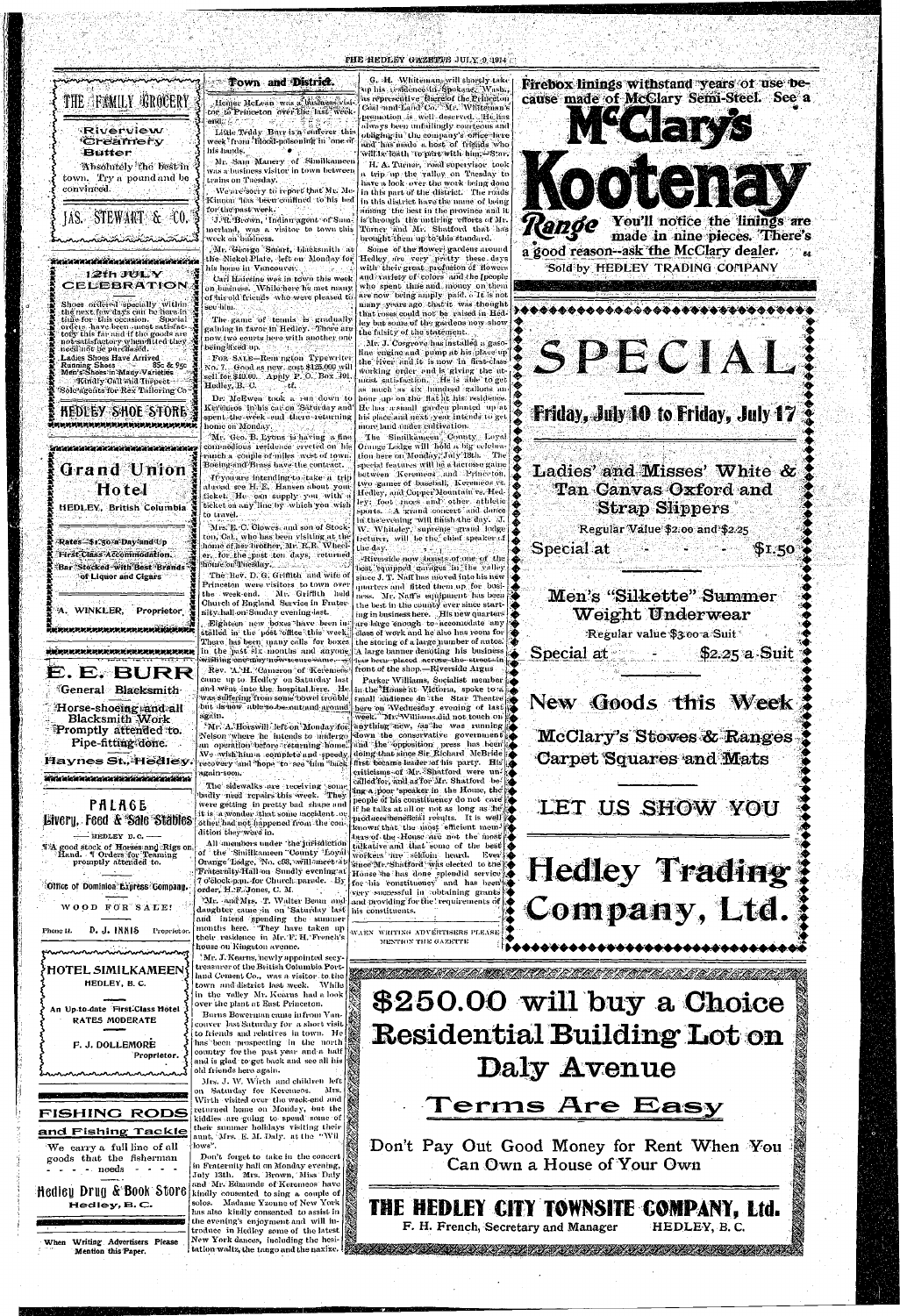## THE FAMILY GROCERY

**Riverview Creamery Butter**

Absolutely the best in town. Try a pound and be convinced.

**JAS. STEWART & CO.**

---

### 12th JULY CELEBRATION

Shoes ordered specially within the next few days can be here in time for this occasion. Special orders have been most satisfactory this far and if the goods are not satisfactory when fitted they need not be purchased.

Ladies Shoes Have Arrived
Running Shoes 85c & 95c
Men's Shoes in Many Varieties
Kindly Call and Inspect
Sole Agents for Rex Tailoring Co

**HEDLEY SHOE STORE**

---

## Grand Union Hotel

HEDLEY, British Columbia

Rates—$1.50 a Day and Up
First-Class Accommodation.
Bar Stocked with Best Brands of Liquor and Cigars

A. WINKLER, Proprietor

---

## E. E. BURR

General Blacksmith

Horse-shoeing and all Blacksmith Work Promptly attended to.
Pipe-fitting done.

Haynes St., Hedley.

---

## PALACE

Livery, Feed & Sale Stables

HEDLEY B. C.

¶ A good stock of Horses and Rigs on Hand. ¶ Orders for Teaming promptly attended to.

Office of Dominion Express Company.

WOOD FOR SALE!

Phone 11. D. J. INNIS Proprietor.

---

## HOTEL SIMILKAMEEN

HEDLEY, B. C.

An Up-to-date First-Class Hotel
RATES MODERATE

F. J. DOLLEMORE
Proprietor.

---

## FISHING RODS and Fishing Tackle

We carry a full line of all goods that the fisherman needs

Hedley Drug & Book Store
Hedley, B. C.

When Writing Advertisers Please Mention this Paper.

---

## Town and District.

Homer McLean was a business visitor to Princeton over the last week-end.

Little Teddy Burr is a sufferer this week from blood-poisoning in one of his hands.

Mr. Sam Manery of Similkameen was a business visitor in town between trains on Tuesday.

We are sorry to report that Mr. McKinnon has been confined to his bed for the past week.

J. R. Brown, Indian agent of Summerland, was a visitor to this town this week on business.

Mr. George Smart, blacksmith at the Nickel Plate, left on Monday for his home in Vancouver.

Carl Hairline was in town this week on business. While here he met many of his old friends who were pleased to see him.

The game of tennis is gradually gaining in favor in Hedley. There are now two courts here with another one being fixed up.

FOR SALE—Remington Typewriter No. 7. Good as new, cost $125.00 will sell for $40.00. Apply P. O. Box 101, Hedley, B. C. tf.

Dr. McEwen took a run down to Keremeos in his car on Saturday and spent the week-end there returning home on Monday.

Mr. Geo. B. Lyons is having a fine commodious residence erected on his ranch a couple of miles west of town. Boeing and Rowe have the contract.

If you are intending to take a trip abroad see H. E. Hansen about your ticket. He can supply you with a ticket on any line by which you wish to travel.

Mrs. E. C. Clowes and son of Stockton, Cal., who has been visiting at the home of her brother, Mr. E. R. Wheeler, for the past ten days, returned home on Tuesday.

The Rev. D. G. Griffith and wife of Princeton were visitors to town over the week-end. Mr. Griffith held Church of England Service in Fraternity hall on Sunday evening last.

Eighteen new boxes have been installed in the post office this week. There has been many calls for boxes in the past six months and anyone wishing one may now secure same.

Rev. A. H. Cameron of Keremeos came up to Hedley on Saturday last and went into the hospital here. He was suffering from some bowel trouble but is now able to be out and around again.

Mr. A. Horswill left on Monday for Nelson where he intends to undergo an operation before returning home. We wish him a complete and speedy recovery and hope to see him back again soon.

The sidewalks are receiving some badly need repairs this week. They were getting in pretty bad shape and it is a wonder that some accident or other had not happened from the condition they were in.

All members under the jurisdiction of the Similkameen County Loyal Orange Lodge, No. 68, will meet at Fraternity Hall on Sundy evening at 7 o'clock p.m. for Church parade. By order, H. F. Jones, C. M.

Mr. and Mrs. T. Walter Beam and daughter came in on Saturday last and intend spending the summer months here. They have taken up their residence in Mr. F. H. French's house on Kingston avenue.

Mr. J. Kearns, newly appointed secy-treasurer of the British Columbia Portland Cement Co., was a visitor to the town and district last week. While in the valley Mr. Kearns had a look over the plant at East Princeton.

Burns Bowerman came in from Vancouver last Saturday for a short visit to friends and relatives in town. He has been prospecting in the north country for the past year and a half and is glad to get back and see all his old friends here again.

Mrs. J. W. Wirth and children left on Saturday for Keremeos. Mrs. Wirth visited over the week-end and returned home on Monday, but the kiddies are going to spend some of their summer holidays visiting their aunt, Mrs. E. M. Daly, at the "Willows".

Don't forget to take in the concert in Fraternity hall on Monday evening, July 13th. Mrs. Brown, Miss Daly and Mr. Edmonds of Keremeos have kindly consented to sing a couple of solos. Madame Yzuma of New York has also kindly consented to assist in the evening's enjoyment and will introduce in Hedley some of the latest New York dances, including the hesitation waltz, the tango and the maxixe.

G. H. Whiteman will shortly take up his residence in Spokane, Wash., as representative there of the Princeton Coal and Land Co. Mr. Whiteman's promotion is well deserved. He has always been unfailingly courteous and obliging in the company's office here and has made a host of friends who will be loath to part with him.—Star.

H. A. Turner, road supervisor took a trip up the valley on Tuesday to have a look over the work being done in this part of the district. The roads in this district have the name of being among the best in the province and it is through the untiring efforts of Mr. Turner and Mr. Shatford that has brought them up to this standard.

Some of the flower gardens around Hedley are very pretty these days with their great profusion of flowers and variety of colors and the people who spent time and money on them are now being amply paid. It is not many years ago that it was thought that roses could not be raised in Hedley but some of the gardens now show the falsity of the statement.

Mr. J. Cosgrove has installed a gasoline engine and pump at his place up the river and it is now in first-class working order and is giving the utmost satisfaction. He is able to get as much as six hundred gallons an hour up on the flat at his residence. He has a small garden planted up at his place and next year intends to get more land under cultivation.

The Similkameen County Loyal Orange Lodge will hold a big celebration here on Monday, July 13th. The special features will be a lacrosse game between Keremeos and Princeton, two games of baseball, Keremeos vs. Hedley, and Copper Mountain vs. Hedley; foot races and other athletic sports. A grand concert and dance in the evening will finish the day. J. W. Whiteley, supreme grand lodge lecturer, will be the chief speaker of the day.

Riverside now boasts of one of the best equipped garages in the valley since J. T. Naff has moved into his new quarters and fitted them up for business. Mr. Naff's equipment has been the best in the county ever since starting in business here. His new quarters are large enough to accomodate any class of work and he also has room for the storing of a large number of autos. A large banner denoting his business has been placed across the street in front of the shop.—Riverside Argus

Parker Williams, Socialist member in the House at Victoria, spoke to a small audience in the Star Theatre here on Wednesday evening of last week. Mr. Williams did not touch on anything new, as he was running down the conservative government and the opposition press has been doing that since Sir Richard McBride first became leader of his party. His criticisms of Mr. Shatford were uncalled for, and as for Mr. Shatford being a poor speaker in the House, the people of his constituency do not care if he talks at all or not as long as he produces beneficial results. It is well known that the most efficient members of the House are not the most talkative and that some of the best workers are seldom heard. Ever since Mr. Shatford was elected to the House he has done splendid service for his constituency and has been very successful in obtaining grants and providing for the requirements of his constituents.

WHEN WRITING ADVERTISERS PLEASE MENTION THE GAZETTE

---

Firebox linings withstand years of use because made of McClary Semi-Steel. See a

# McClary's Kootenay Range

You'll notice the linings are made in nine pieces. There's a good reason—ask the McClary dealer.

Sold by HEDLEY TRADING COMPANY

---

# SPECIAL

## Friday, July 10 to Friday, July 17

**Ladies' and Misses' White & Tan Canvas Oxford and Strap Slippers**

Regular Value $2.00 and $2.25
Special at $1.50

**Men's "Silkette" Summer Weight Underwear**

Regular value $3.00 a Suit
Special at $2.25 a Suit

## New Goods this Week

McClary's Stoves & Ranges
Carpet Squares and Mats

LET US SHOW YOU

# Hedley Trading Company, Ltd.

---

# $250.00 will buy a Choice Residential Building Lot on Daly Avenue

## Terms Are Easy

Don't Pay Out Good Money for Rent When You Can Own a House of Your Own

**THE HEDLEY CITY TOWNSITE COMPANY, Ltd.**

F. H. French, Secretary and Manager HEDLEY, B. C.